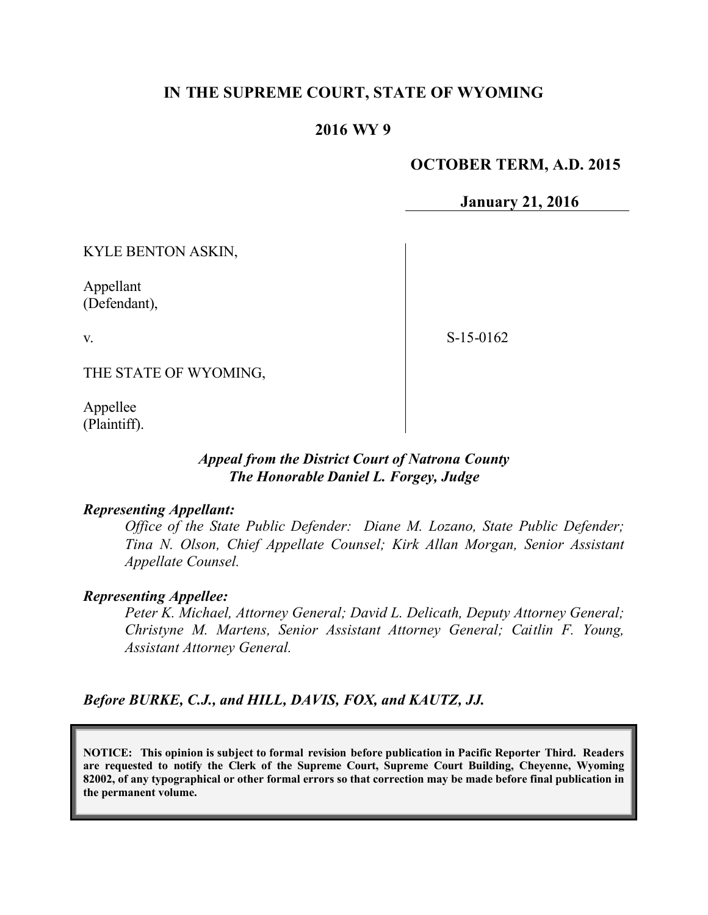# IN THE SUPREME COURT, STATE OF WYOMING

## 2016 WY 9

**OCTOBER TERM, A.D. 2015**

**January 21, 2016**

KYLE BENTON ASKIN,

Appellant
(Defendant),

v.

S-15-0162

THE STATE OF WYOMING,

Appellee
(Plaintiff).

***Appeal from the District Court of Natrona County***
***The Honorable Daniel L. Forgey, Judge***

***Representing Appellant:***

*Office of the State Public Defender: Diane M. Lozano, State Public Defender; Tina N. Olson, Chief Appellate Counsel; Kirk Allan Morgan, Senior Assistant Appellate Counsel.*

***Representing Appellee:***

*Peter K. Michael, Attorney General; David L. Delicath, Deputy Attorney General; Christyne M. Martens, Senior Assistant Attorney General; Caitlin F. Young, Assistant Attorney General.*

***Before BURKE, C.J., and HILL, DAVIS, FOX, and KAUTZ, JJ.***

**NOTICE: This opinion is subject to formal revision before publication in Pacific Reporter Third. Readers are requested to notify the Clerk of the Supreme Court, Supreme Court Building, Cheyenne, Wyoming 82002, of any typographical or other formal errors so that correction may be made before final publication in the permanent volume.**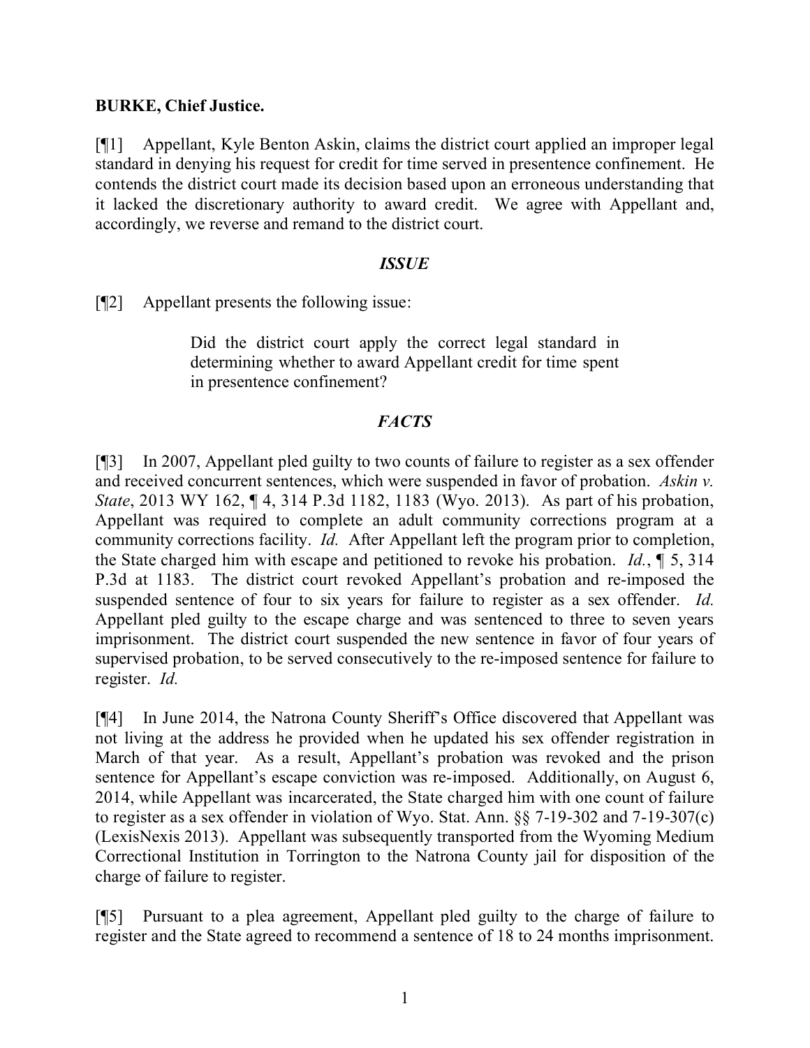**BURKE, Chief Justice.**

[¶1] Appellant, Kyle Benton Askin, claims the district court applied an improper legal standard in denying his request for credit for time served in presentence confinement. He contends the district court made its decision based upon an erroneous understanding that it lacked the discretionary authority to award credit. We agree with Appellant and, accordingly, we reverse and remand to the district court.

## *ISSUE*

[¶2] Appellant presents the following issue:

> Did the district court apply the correct legal standard in determining whether to award Appellant credit for time spent in presentence confinement?

## *FACTS*

[¶3] In 2007, Appellant pled guilty to two counts of failure to register as a sex offender and received concurrent sentences, which were suspended in favor of probation. *Askin v. State*, 2013 WY 162, ¶ 4, 314 P.3d 1182, 1183 (Wyo. 2013). As part of his probation, Appellant was required to complete an adult community corrections program at a community corrections facility. *Id.* After Appellant left the program prior to completion, the State charged him with escape and petitioned to revoke his probation. *Id.*, ¶ 5, 314 P.3d at 1183. The district court revoked Appellant's probation and re-imposed the suspended sentence of four to six years for failure to register as a sex offender. *Id.* Appellant pled guilty to the escape charge and was sentenced to three to seven years imprisonment. The district court suspended the new sentence in favor of four years of supervised probation, to be served consecutively to the re-imposed sentence for failure to register. *Id.*

[¶4] In June 2014, the Natrona County Sheriff's Office discovered that Appellant was not living at the address he provided when he updated his sex offender registration in March of that year. As a result, Appellant's probation was revoked and the prison sentence for Appellant's escape conviction was re-imposed. Additionally, on August 6, 2014, while Appellant was incarcerated, the State charged him with one count of failure to register as a sex offender in violation of Wyo. Stat. Ann. §§ 7-19-302 and 7-19-307(c) (LexisNexis 2013). Appellant was subsequently transported from the Wyoming Medium Correctional Institution in Torrington to the Natrona County jail for disposition of the charge of failure to register.

[¶5] Pursuant to a plea agreement, Appellant pled guilty to the charge of failure to register and the State agreed to recommend a sentence of 18 to 24 months imprisonment.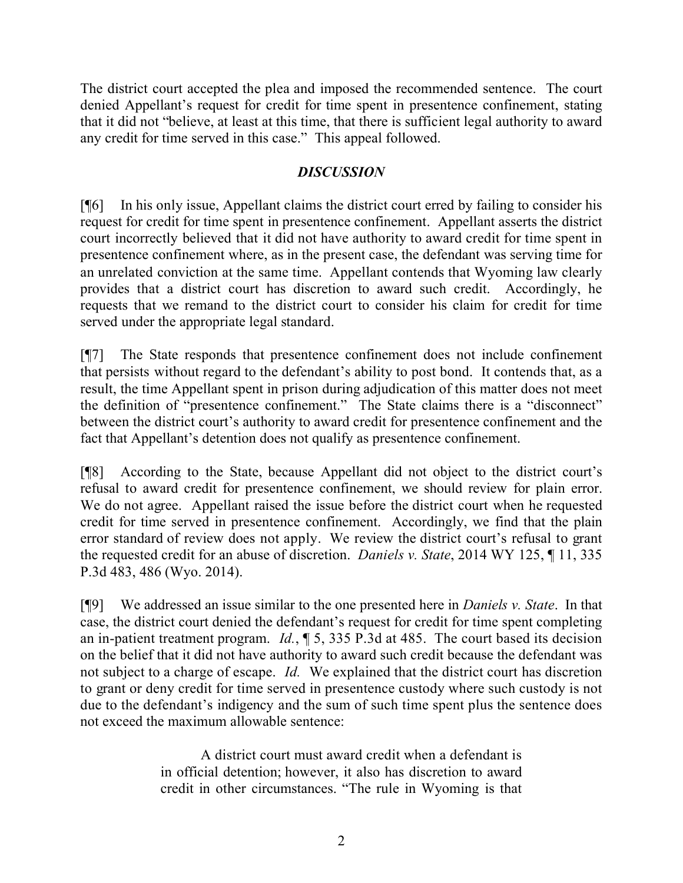The district court accepted the plea and imposed the recommended sentence. The court denied Appellant's request for credit for time spent in presentence confinement, stating that it did not "believe, at least at this time, that there is sufficient legal authority to award any credit for time served in this case." This appeal followed.

## *DISCUSSION*

[¶6] In his only issue, Appellant claims the district court erred by failing to consider his request for credit for time spent in presentence confinement. Appellant asserts the district court incorrectly believed that it did not have authority to award credit for time spent in presentence confinement where, as in the present case, the defendant was serving time for an unrelated conviction at the same time. Appellant contends that Wyoming law clearly provides that a district court has discretion to award such credit. Accordingly, he requests that we remand to the district court to consider his claim for credit for time served under the appropriate legal standard.

[¶7] The State responds that presentence confinement does not include confinement that persists without regard to the defendant's ability to post bond. It contends that, as a result, the time Appellant spent in prison during adjudication of this matter does not meet the definition of "presentence confinement." The State claims there is a "disconnect" between the district court's authority to award credit for presentence confinement and the fact that Appellant's detention does not qualify as presentence confinement.

[¶8] According to the State, because Appellant did not object to the district court's refusal to award credit for presentence confinement, we should review for plain error. We do not agree. Appellant raised the issue before the district court when he requested credit for time served in presentence confinement. Accordingly, we find that the plain error standard of review does not apply. We review the district court's refusal to grant the requested credit for an abuse of discretion. *Daniels v. State*, 2014 WY 125, ¶ 11, 335 P.3d 483, 486 (Wyo. 2014).

[¶9] We addressed an issue similar to the one presented here in *Daniels v. State*. In that case, the district court denied the defendant's request for credit for time spent completing an in-patient treatment program. *Id.*, ¶ 5, 335 P.3d at 485. The court based its decision on the belief that it did not have authority to award such credit because the defendant was not subject to a charge of escape. *Id.* We explained that the district court has discretion to grant or deny credit for time served in presentence custody where such custody is not due to the defendant's indigency and the sum of such time spent plus the sentence does not exceed the maximum allowable sentence:

> A district court must award credit when a defendant is in official detention; however, it also has discretion to award credit in other circumstances. "The rule in Wyoming is that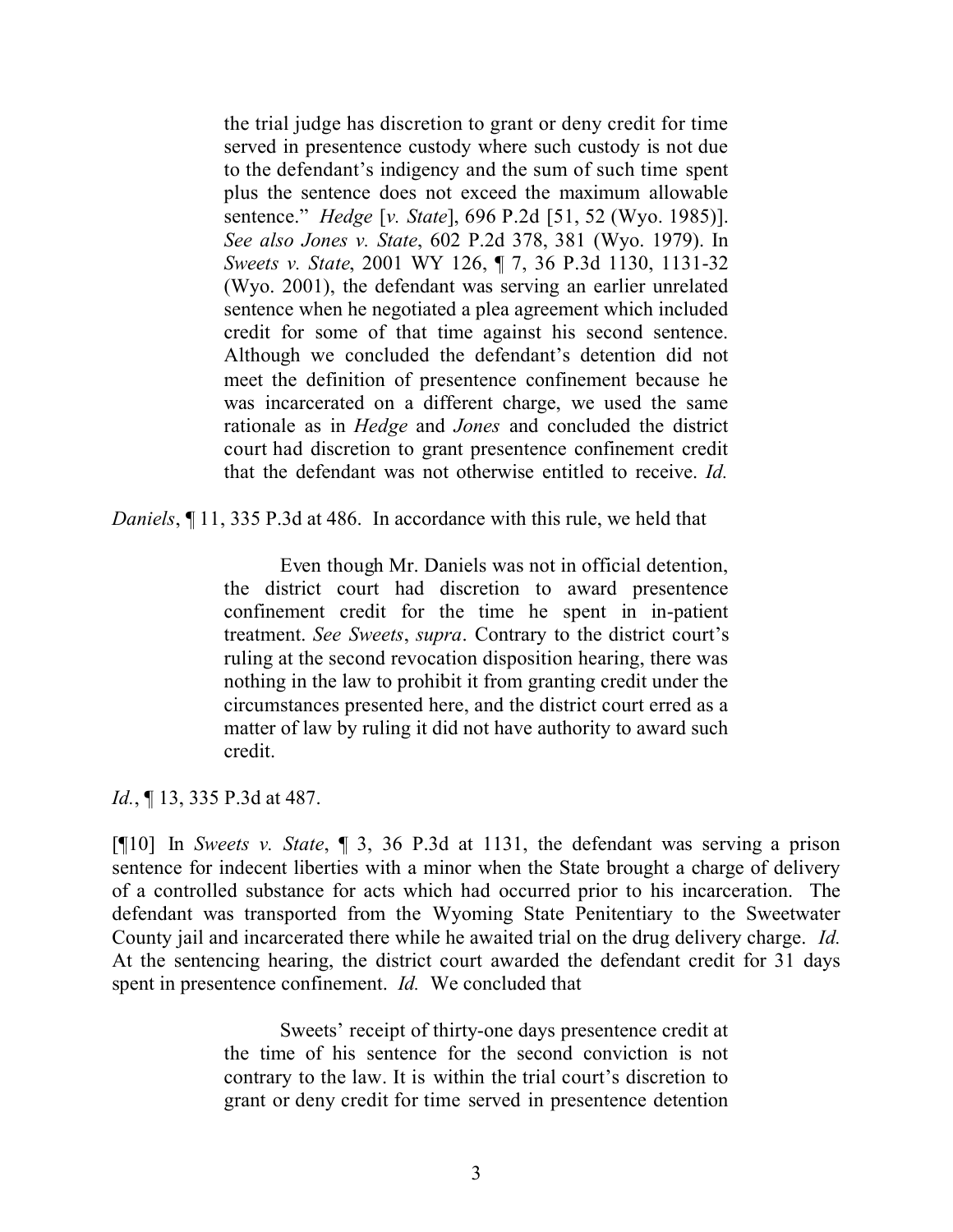> the trial judge has discretion to grant or deny credit for time served in presentence custody where such custody is not due to the defendant's indigency and the sum of such time spent plus the sentence does not exceed the maximum allowable sentence." *Hedge* [*v. State*], 696 P.2d [51, 52 (Wyo. 1985)]. *See also Jones v. State*, 602 P.2d 378, 381 (Wyo. 1979). In *Sweets v. State*, 2001 WY 126, ¶ 7, 36 P.3d 1130, 1131-32 (Wyo. 2001), the defendant was serving an earlier unrelated sentence when he negotiated a plea agreement which included credit for some of that time against his second sentence. Although we concluded the defendant's detention did not meet the definition of presentence confinement because he was incarcerated on a different charge, we used the same rationale as in *Hedge* and *Jones* and concluded the district court had discretion to grant presentence confinement credit that the defendant was not otherwise entitled to receive. *Id.*

*Daniels*, ¶ 11, 335 P.3d at 486. In accordance with this rule, we held that

> Even though Mr. Daniels was not in official detention, the district court had discretion to award presentence confinement credit for the time he spent in in-patient treatment. *See Sweets*, *supra*. Contrary to the district court's ruling at the second revocation disposition hearing, there was nothing in the law to prohibit it from granting credit under the circumstances presented here, and the district court erred as a matter of law by ruling it did not have authority to award such credit.

*Id.*, ¶ 13, 335 P.3d at 487.

[¶10] In *Sweets v. State*, ¶ 3, 36 P.3d at 1131, the defendant was serving a prison sentence for indecent liberties with a minor when the State brought a charge of delivery of a controlled substance for acts which had occurred prior to his incarceration. The defendant was transported from the Wyoming State Penitentiary to the Sweetwater County jail and incarcerated there while he awaited trial on the drug delivery charge. *Id.* At the sentencing hearing, the district court awarded the defendant credit for 31 days spent in presentence confinement. *Id.* We concluded that

> Sweets' receipt of thirty-one days presentence credit at the time of his sentence for the second conviction is not contrary to the law. It is within the trial court's discretion to grant or deny credit for time served in presentence detention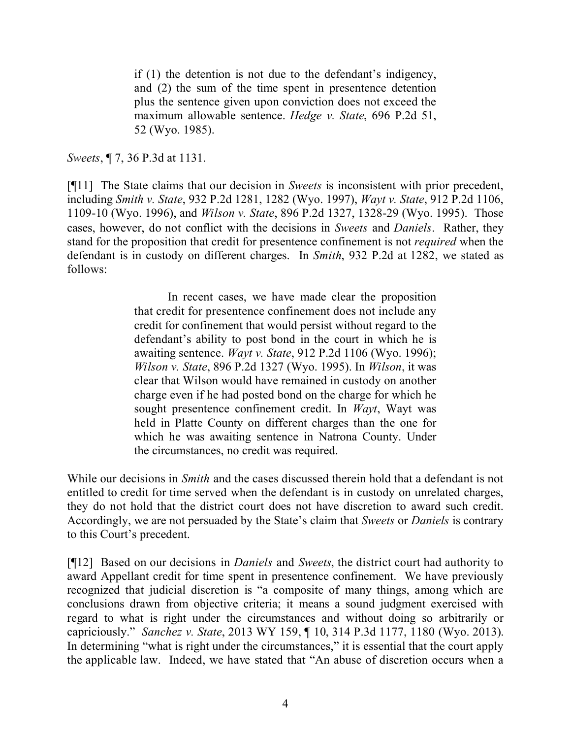> if (1) the detention is not due to the defendant's indigency, and (2) the sum of the time spent in presentence detention plus the sentence given upon conviction does not exceed the maximum allowable sentence. *Hedge v. State*, 696 P.2d 51, 52 (Wyo. 1985).

*Sweets*, ¶ 7, 36 P.3d at 1131.

[¶11] The State claims that our decision in *Sweets* is inconsistent with prior precedent, including *Smith v. State*, 932 P.2d 1281, 1282 (Wyo. 1997), *Wayt v. State*, 912 P.2d 1106, 1109-10 (Wyo. 1996), and *Wilson v. State*, 896 P.2d 1327, 1328-29 (Wyo. 1995). Those cases, however, do not conflict with the decisions in *Sweets* and *Daniels*. Rather, they stand for the proposition that credit for presentence confinement is not *required* when the defendant is in custody on different charges. In *Smith*, 932 P.2d at 1282, we stated as follows:

> In recent cases, we have made clear the proposition that credit for presentence confinement does not include any credit for confinement that would persist without regard to the defendant's ability to post bond in the court in which he is awaiting sentence. *Wayt v. State*, 912 P.2d 1106 (Wyo. 1996); *Wilson v. State*, 896 P.2d 1327 (Wyo. 1995). In *Wilson*, it was clear that Wilson would have remained in custody on another charge even if he had posted bond on the charge for which he sought presentence confinement credit. In *Wayt*, Wayt was held in Platte County on different charges than the one for which he was awaiting sentence in Natrona County. Under the circumstances, no credit was required.

While our decisions in *Smith* and the cases discussed therein hold that a defendant is not entitled to credit for time served when the defendant is in custody on unrelated charges, they do not hold that the district court does not have discretion to award such credit. Accordingly, we are not persuaded by the State's claim that *Sweets* or *Daniels* is contrary to this Court's precedent.

[¶12] Based on our decisions in *Daniels* and *Sweets*, the district court had authority to award Appellant credit for time spent in presentence confinement. We have previously recognized that judicial discretion is "a composite of many things, among which are conclusions drawn from objective criteria; it means a sound judgment exercised with regard to what is right under the circumstances and without doing so arbitrarily or capriciously." *Sanchez v. State*, 2013 WY 159, ¶ 10, 314 P.3d 1177, 1180 (Wyo. 2013). In determining "what is right under the circumstances," it is essential that the court apply the applicable law. Indeed, we have stated that "An abuse of discretion occurs when a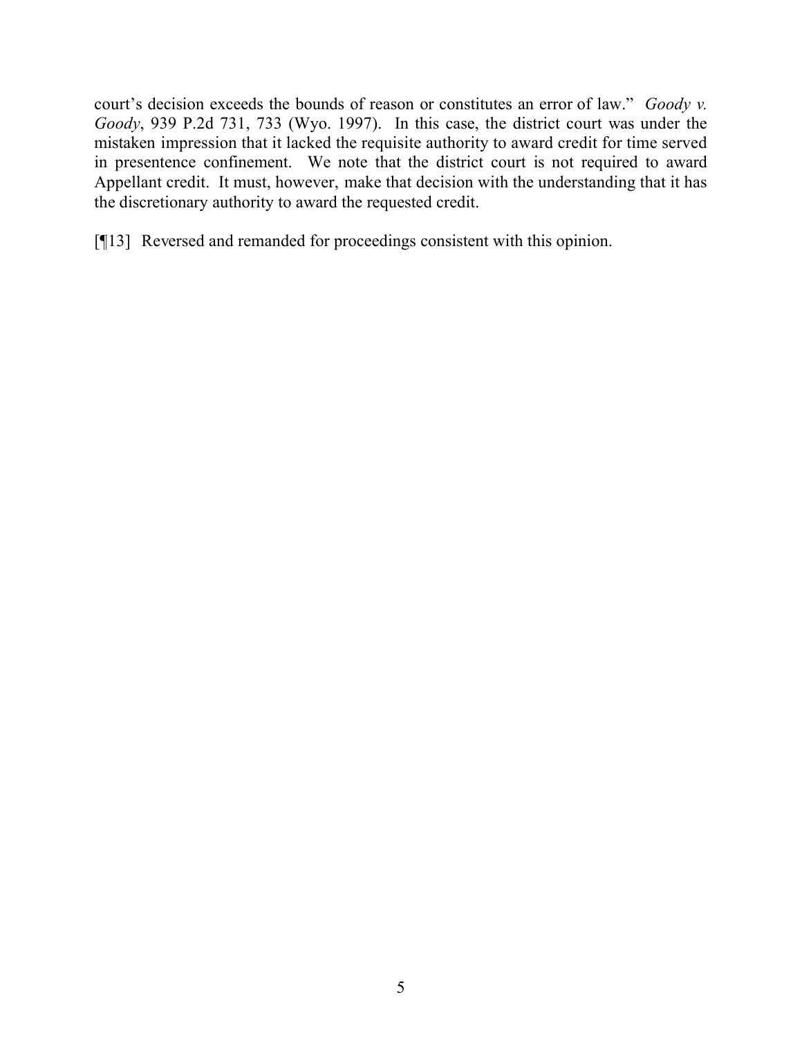court's decision exceeds the bounds of reason or constitutes an error of law." *Goody v. Goody*, 939 P.2d 731, 733 (Wyo. 1997). In this case, the district court was under the mistaken impression that it lacked the requisite authority to award credit for time served in presentence confinement. We note that the district court is not required to award Appellant credit. It must, however, make that decision with the understanding that it has the discretionary authority to award the requested credit.

[¶13] Reversed and remanded for proceedings consistent with this opinion.